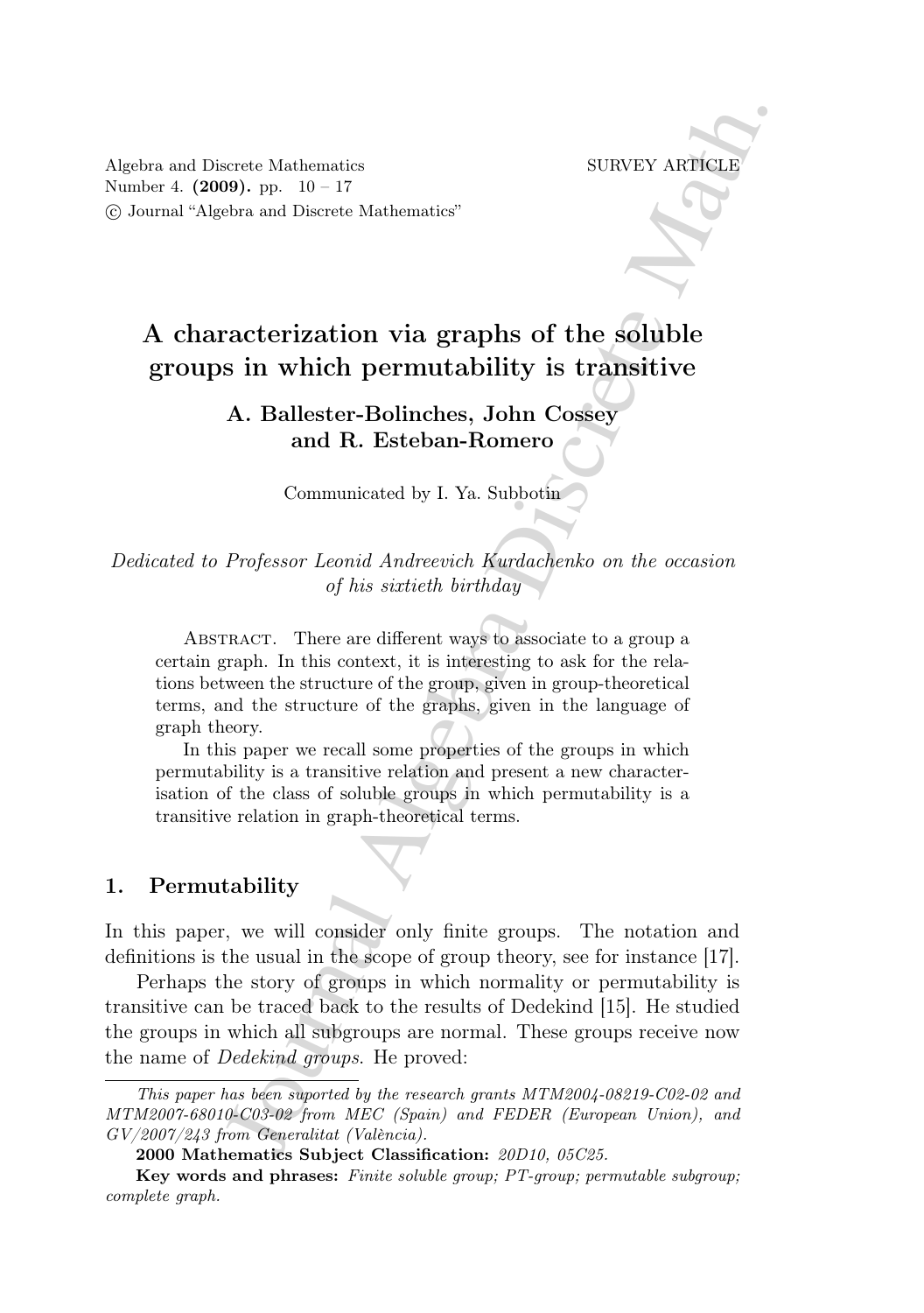Algebra and Discrete Mathematics
Number 4. **(2009).** pp. 10 – 17
© Journal "Algebra and Discrete Mathematics"

SURVEY ARTICLE

# A characterization via graphs of the soluble groups in which permutability is transitive

**A. Ballester-Bolinches, John Cossey and R. Esteban-Romero**

Communicated by I. Ya. Subbotin

*Dedicated to Professor Leonid Andreevich Kurdachenko on the occasion of his sixtieth birthday*

Abstract. There are different ways to associate to a group a certain graph. In this context, it is interesting to ask for the relations between the structure of the group, given in group-theoretical terms, and the structure of the graphs, given in the language of graph theory.

In this paper we recall some properties of the groups in which permutability is a transitive relation and present a new characterisation of the class of soluble groups in which permutability is a transitive relation in graph-theoretical terms.

## 1. Permutability

In this paper, we will consider only finite groups. The notation and definitions is the usual in the scope of group theory, see for instance [17].

Perhaps the story of groups in which normality or permutability is transitive can be traced back to the results of Dedekind [15]. He studied the groups in which all subgroups are normal. These groups receive now the name of *Dedekind groups*. He proved:

---

*This paper has been suported by the research grants MTM2004-08219-C02-02 and MTM2007-68010-C03-02 from MEC (Spain) and FEDER (European Union), and GV/2007/243 from Generalitat (València).*

**2000 Mathematics Subject Classification:** *20D10, 05C25.*

**Key words and phrases:** *Finite soluble group; PT-group; permutable subgroup; complete graph.*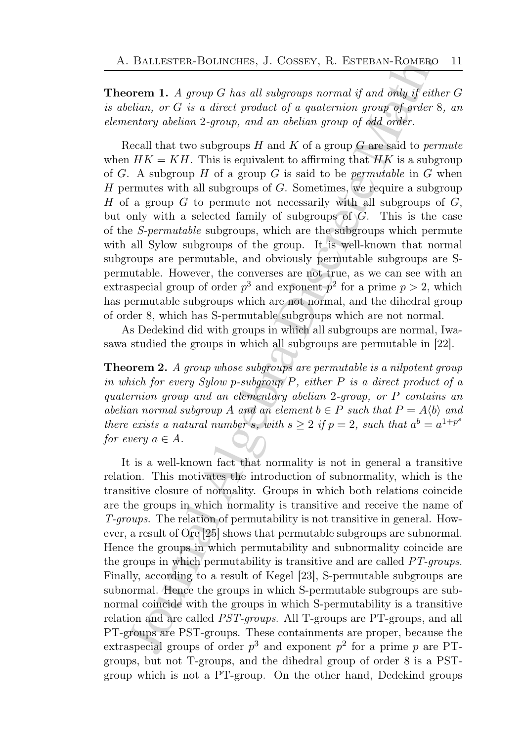**Theorem 1.** *A group $G$ has all subgroups normal if and only if either $G$ is abelian, or $G$ is a direct product of a quaternion group of order 8, an elementary abelian 2-group, and an abelian group of odd order.*

Recall that two subgroups $H$ and $K$ of a group $G$ are said to *permute* when $HK = KH$. This is equivalent to affirming that $HK$ is a subgroup of $G$. A subgroup $H$ of a group $G$ is said to be *permutable* in $G$ when $H$ permutes with all subgroups of $G$. Sometimes, we require a subgroup $H$ of a group $G$ to permute not necessarily with all subgroups of $G$, but only with a selected family of subgroups of $G$. This is the case of the *S-permutable* subgroups, which are the subgroups which permute with all Sylow subgroups of the group. It is well-known that normal subgroups are permutable, and obviously permutable subgroups are S-permutable. However, the converses are not true, as we can see with an extraspecial group of order $p^3$ and exponent $p^2$ for a prime $p > 2$, which has permutable subgroups which are not normal, and the dihedral group of order 8, which has S-permutable subgroups which are not normal.

As Dedekind did with groups in which all subgroups are normal, Iwasawa studied the groups in which all subgroups are permutable in [22].

**Theorem 2.** *A group whose subgroups are permutable is a nilpotent group in which for every Sylow $p$-subgroup $P$, either $P$ is a direct product of a quaternion group and an elementary abelian 2-group, or $P$ contains an abelian normal subgroup $A$ and an element $b \in P$ such that $P = A\langle b\rangle$ and there exists a natural number $s$, with $s \geq 2$ if $p = 2$, such that $a^b = a^{1+p^s}$ for every $a \in A$.*

It is a well-known fact that normality is not in general a transitive relation. This motivates the introduction of subnormality, which is the transitive closure of normality. Groups in which both relations coincide are the groups in which normality is transitive and receive the name of *T-groups*. The relation of permutability is not transitive in general. However, a result of Ore [25] shows that permutable subgroups are subnormal. Hence the groups in which permutability and subnormality coincide are the groups in which permutability is transitive and are called *PT-groups*. Finally, according to a result of Kegel [23], S-permutable subgroups are subnormal. Hence the groups in which S-permutable subgroups are subnormal coincide with the groups in which S-permutability is a transitive relation and are called *PST-groups*. All T-groups are PT-groups, and all PT-groups are PST-groups. These containments are proper, because the extraspecial groups of order $p^3$ and exponent $p^2$ for a prime $p$ are PT-groups, but not T-groups, and the dihedral group of order 8 is a PST-group which is not a PT-group. On the other hand, Dedekind groups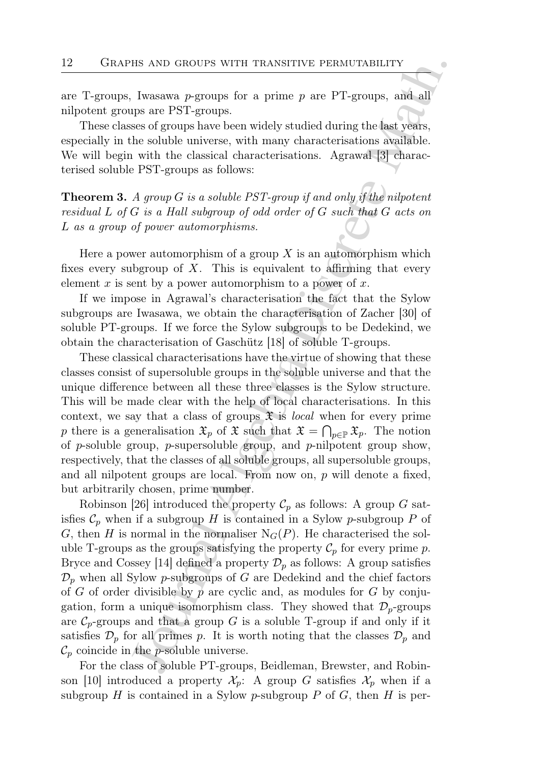are T-groups, Iwasawa $p$-groups for a prime $p$ are PT-groups, and all nilpotent groups are PST-groups.

These classes of groups have been widely studied during the last years, especially in the soluble universe, with many characterisations available. We will begin with the classical characterisations. Agrawal [3] characterised soluble PST-groups as follows:

**Theorem 3.** *A group $G$ is a soluble PST-group if and only if the nilpotent residual $L$ of $G$ is a Hall subgroup of odd order of $G$ such that $G$ acts on $L$ as a group of power automorphisms.*

Here a power automorphism of a group $X$ is an automorphism which fixes every subgroup of $X$. This is equivalent to affirming that every element $x$ is sent by a power automorphism to a power of $x$.

If we impose in Agrawal's characterisation the fact that the Sylow subgroups are Iwasawa, we obtain the characterisation of Zacher [30] of soluble PT-groups. If we force the Sylow subgroups to be Dedekind, we obtain the characterisation of Gaschütz [18] of soluble T-groups.

These classical characterisations have the virtue of showing that these classes consist of supersoluble groups in the soluble universe and that the unique difference between all these three classes is the Sylow structure. This will be made clear with the help of local characterisations. In this context, we say that a class of groups $\mathfrak{X}$ is *local* when for every prime $p$ there is a generalisation $\mathfrak{X}_p$ of $\mathfrak{X}$ such that $\mathfrak{X} = \bigcap_{p\in\mathbb{P}} \mathfrak{X}_p$. The notion of $p$-soluble group, $p$-supersoluble group, and $p$-nilpotent group show, respectively, that the classes of all soluble groups, all supersoluble groups, and all nilpotent groups are local. From now on, $p$ will denote a fixed, but arbitrarily chosen, prime number.

Robinson [26] introduced the property $\mathcal{C}_p$ as follows: A group $G$ satisfies $\mathcal{C}_p$ when if a subgroup $H$ is contained in a Sylow $p$-subgroup $P$ of $G$, then $H$ is normal in the normaliser $\mathrm{N}_G(P)$. He characterised the soluble T-groups as the groups satisfying the property $\mathcal{C}_p$ for every prime $p$. Bryce and Cossey [14] defined a property $\mathcal{D}_p$ as follows: A group satisfies $\mathcal{D}_p$ when all Sylow $p$-subgroups of $G$ are Dedekind and the chief factors of $G$ of order divisible by $p$ are cyclic and, as modules for $G$ by conjugation, form a unique isomorphism class. They showed that $\mathcal{D}_p$-groups are $\mathcal{C}_p$-groups and that a group $G$ is a soluble T-group if and only if it satisfies $\mathcal{D}_p$ for all primes $p$. It is worth noting that the classes $\mathcal{D}_p$ and $\mathcal{C}_p$ coincide in the $p$-soluble universe.

For the class of soluble PT-groups, Beidleman, Brewster, and Robinson [10] introduced a property $\mathcal{X}_p$: A group $G$ satisfies $\mathcal{X}_p$ when if a subgroup $H$ is contained in a Sylow $p$-subgroup $P$ of $G$, then $H$ is per-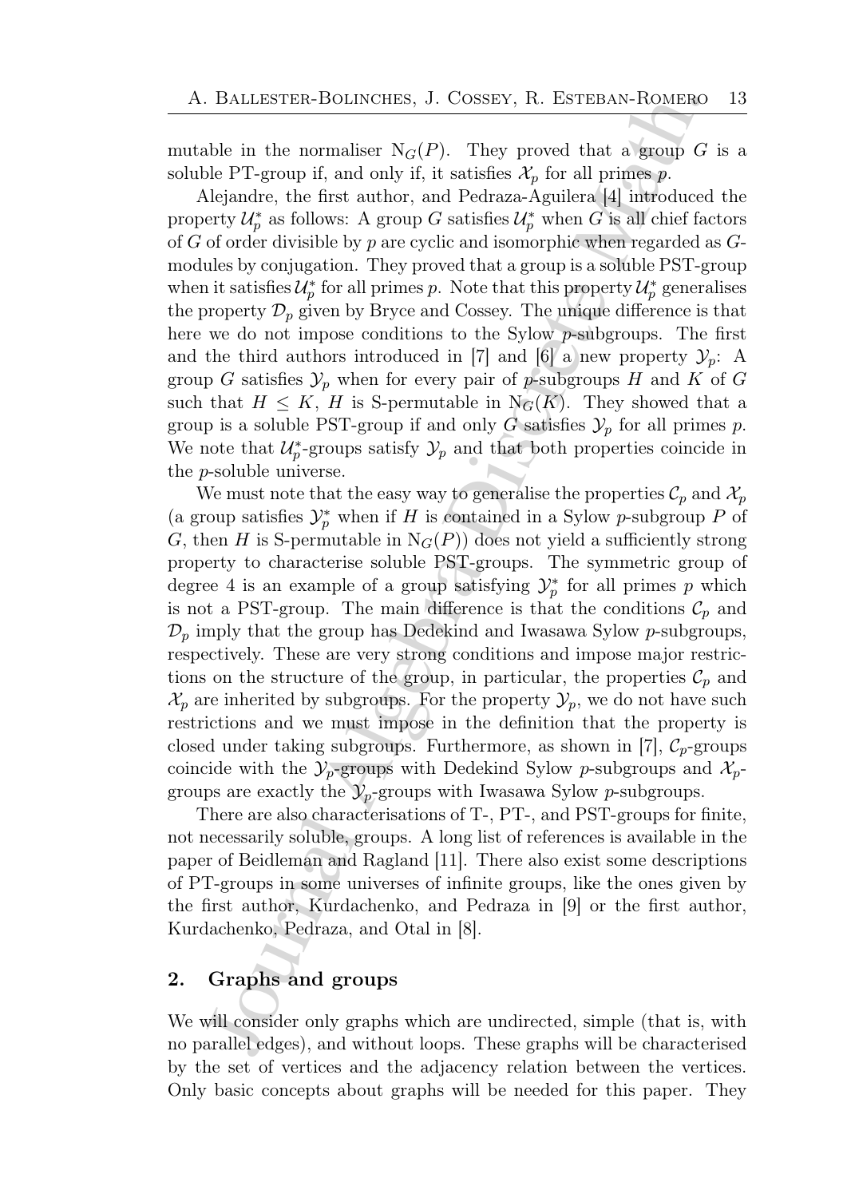mutable in the normaliser $\mathrm{N}_G(P)$. They proved that a group $G$ is a soluble PT-group if, and only if, it satisfies $\mathcal{X}_p$ for all primes $p$.

Alejandre, the first author, and Pedraza-Aguilera [4] introduced the property $\mathcal{U}_p^*$ as follows: A group $G$ satisfies $\mathcal{U}_p^*$ when $G$ is all chief factors of $G$ of order divisible by $p$ are cyclic and isomorphic when regarded as $G$-modules by conjugation. They proved that a group is a soluble PST-group when it satisfies $\mathcal{U}_p^*$ for all primes $p$. Note that this property $\mathcal{U}_p^*$ generalises the property $\mathcal{D}_p$ given by Bryce and Cossey. The unique difference is that here we do not impose conditions to the Sylow $p$-subgroups. The first and the third authors introduced in [7] and [6] a new property $\mathcal{Y}_p$: A group $G$ satisfies $\mathcal{Y}_p$ when for every pair of $p$-subgroups $H$ and $K$ of $G$ such that $H \leq K$, $H$ is S-permutable in $\mathrm{N}_G(K)$. They showed that a group is a soluble PST-group if and only $G$ satisfies $\mathcal{Y}_p$ for all primes $p$. We note that $\mathcal{U}_p^*$-groups satisfy $\mathcal{Y}_p$ and that both properties coincide in the $p$-soluble universe.

We must note that the easy way to generalise the properties $\mathcal{C}_p$ and $\mathcal{X}_p$ (a group satisfies $\mathcal{Y}_p^*$ when if $H$ is contained in a Sylow $p$-subgroup $P$ of $G$, then $H$ is S-permutable in $\mathrm{N}_G(P)$) does not yield a sufficiently strong property to characterise soluble PST-groups. The symmetric group of degree 4 is an example of a group satisfying $\mathcal{Y}_p^*$ for all primes $p$ which is not a PST-group. The main difference is that the conditions $\mathcal{C}_p$ and $\mathcal{D}_p$ imply that the group has Dedekind and Iwasawa Sylow $p$-subgroups, respectively. These are very strong conditions and impose major restrictions on the structure of the group, in particular, the properties $\mathcal{C}_p$ and $\mathcal{X}_p$ are inherited by subgroups. For the property $\mathcal{Y}_p$, we do not have such restrictions and we must impose in the definition that the property is closed under taking subgroups. Furthermore, as shown in [7], $\mathcal{C}_p$-groups coincide with the $\mathcal{Y}_p$-groups with Dedekind Sylow $p$-subgroups and $\mathcal{X}_p$-groups are exactly the $\mathcal{Y}_p$-groups with Iwasawa Sylow $p$-subgroups.

There are also characterisations of T-, PT-, and PST-groups for finite, not necessarily soluble, groups. A long list of references is available in the paper of Beidleman and Ragland [11]. There also exist some descriptions of PT-groups in some universes of infinite groups, like the ones given by the first author, Kurdachenko, and Pedraza in [9] or the first author, Kurdachenko, Pedraza, and Otal in [8].

## 2. Graphs and groups

We will consider only graphs which are undirected, simple (that is, with no parallel edges), and without loops. These graphs will be characterised by the set of vertices and the adjacency relation between the vertices. Only basic concepts about graphs will be needed for this paper. They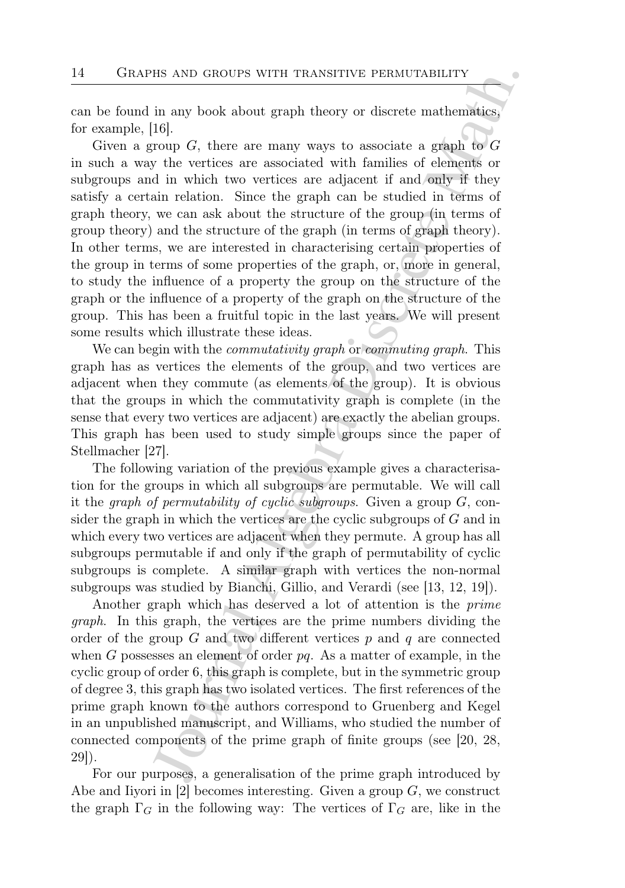can be found in any book about graph theory or discrete mathematics, for example, [16].

Given a group $G$, there are many ways to associate a graph to $G$ in such a way the vertices are associated with families of elements or subgroups and in which two vertices are adjacent if and only if they satisfy a certain relation. Since the graph can be studied in terms of graph theory, we can ask about the structure of the group (in terms of group theory) and the structure of the graph (in terms of graph theory). In other terms, we are interested in characterising certain properties of the group in terms of some properties of the graph, or, more in general, to study the influence of a property the group on the structure of the graph or the influence of a property of the graph on the structure of the group. This has been a fruitful topic in the last years. We will present some results which illustrate these ideas.

We can begin with the *commutativity graph* or *commuting graph*. This graph has as vertices the elements of the group, and two vertices are adjacent when they commute (as elements of the group). It is obvious that the groups in which the commutativity graph is complete (in the sense that every two vertices are adjacent) are exactly the abelian groups. This graph has been used to study simple groups since the paper of Stellmacher [27].

The following variation of the previous example gives a characterisation for the groups in which all subgroups are permutable. We will call it the *graph of permutability of cyclic subgroups*. Given a group $G$, consider the graph in which the vertices are the cyclic subgroups of $G$ and in which every two vertices are adjacent when they permute. A group has all subgroups permutable if and only if the graph of permutability of cyclic subgroups is complete. A similar graph with vertices the non-normal subgroups was studied by Bianchi, Gillio, and Verardi (see [13, 12, 19]).

Another graph which has deserved a lot of attention is the *prime graph*. In this graph, the vertices are the prime numbers dividing the order of the group $G$ and two different vertices $p$ and $q$ are connected when $G$ possesses an element of order $pq$. As a matter of example, in the cyclic group of order 6, this graph is complete, but in the symmetric group of degree 3, this graph has two isolated vertices. The first references of the prime graph known to the authors correspond to Gruenberg and Kegel in an unpublished manuscript, and Williams, who studied the number of connected components of the prime graph of finite groups (see [20, 28, 29]).

For our purposes, a generalisation of the prime graph introduced by Abe and Iiyori in [2] becomes interesting. Given a group $G$, we construct the graph $\Gamma_G$ in the following way: The vertices of $\Gamma_G$ are, like in the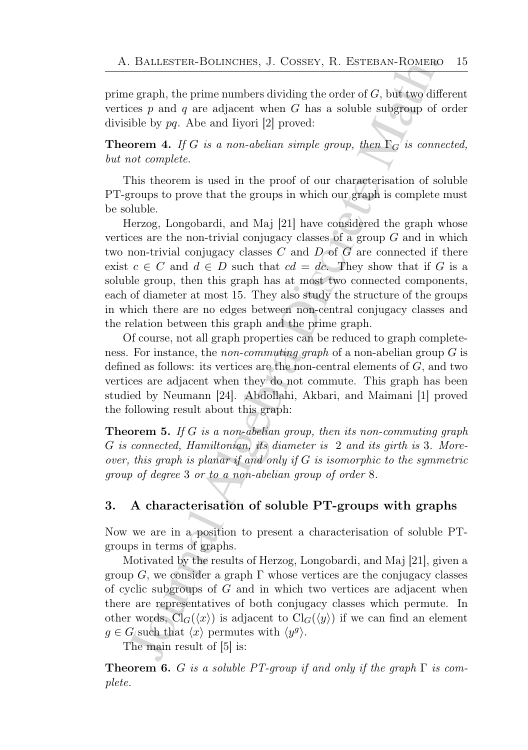prime graph, the prime numbers dividing the order of $G$, but two different vertices $p$ and $q$ are adjacent when $G$ has a soluble subgroup of order divisible by $pq$. Abe and Iiyori [2] proved:

**Theorem 4.** *If $G$ is a non-abelian simple group, then $\Gamma_G$ is connected, but not complete.*

This theorem is used in the proof of our characterisation of soluble PT-groups to prove that the groups in which our graph is complete must be soluble.

Herzog, Longobardi, and Maj [21] have considered the graph whose vertices are the non-trivial conjugacy classes of a group $G$ and in which two non-trivial conjugacy classes $C$ and $D$ of $G$ are connected if there exist $c \in C$ and $d \in D$ such that $cd = dc$. They show that if $G$ is a soluble group, then this graph has at most two connected components, each of diameter at most 15. They also study the structure of the groups in which there are no edges between non-central conjugacy classes and the relation between this graph and the prime graph.

Of course, not all graph properties can be reduced to graph completeness. For instance, the *non-commuting graph* of a non-abelian group $G$ is defined as follows: its vertices are the non-central elements of $G$, and two vertices are adjacent when they do not commute. This graph has been studied by Neumann [24]. Abdollahi, Akbari, and Maimani [1] proved the following result about this graph:

**Theorem 5.** *If $G$ is a non-abelian group, then its non-commuting graph $G$ is connected, Hamiltonian, its diameter is 2 and its girth is 3. Moreover, this graph is planar if and only if $G$ is isomorphic to the symmetric group of degree 3 or to a non-abelian group of order 8.*

## 3. A characterisation of soluble PT-groups with graphs

Now we are in a position to present a characterisation of soluble PT-groups in terms of graphs.

Motivated by the results of Herzog, Longobardi, and Maj [21], given a group $G$, we consider a graph $\Gamma$ whose vertices are the conjugacy classes of cyclic subgroups of $G$ and in which two vertices are adjacent when there are representatives of both conjugacy classes which permute. In other words, $\mathrm{Cl}_G(\langle x \rangle)$ is adjacent to $\mathrm{Cl}_G(\langle y \rangle)$ if we can find an element $g \in G$ such that $\langle x \rangle$ permutes with $\langle y^g \rangle$.

The main result of [5] is:

**Theorem 6.** *$G$ is a soluble PT-group if and only if the graph $\Gamma$ is complete.*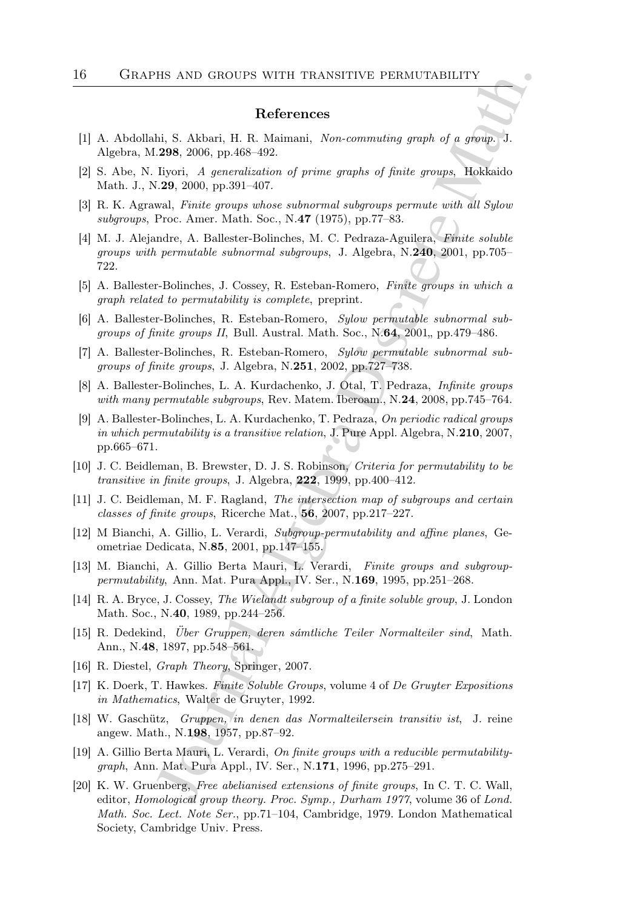## References

[1] A. Abdollahi, S. Akbari, H. R. Maimani, *Non-commuting graph of a group.* J. Algebra, M.**298**, 2006, pp.468–492.

[2] S. Abe, N. Iiyori, *A generalization of prime graphs of finite groups*, Hokkaido Math. J., N.**29**, 2000, pp.391–407.

[3] R. K. Agrawal, *Finite groups whose subnormal subgroups permute with all Sylow subgroups*, Proc. Amer. Math. Soc., N.**47** (1975), pp.77–83.

[4] M. J. Alejandre, A. Ballester-Bolinches, M. C. Pedraza-Aguilera, *Finite soluble groups with permutable subnormal subgroups*, J. Algebra, N.**240**, 2001, pp.705–722.

[5] A. Ballester-Bolinches, J. Cossey, R. Esteban-Romero, *Finite groups in which a graph related to permutability is complete*, preprint.

[6] A. Ballester-Bolinches, R. Esteban-Romero, *Sylow permutable subnormal subgroups of finite groups II*, Bull. Austral. Math. Soc., N.**64**, 2001,, pp.479–486.

[7] A. Ballester-Bolinches, R. Esteban-Romero, *Sylow permutable subnormal subgroups of finite groups*, J. Algebra, N.**251**, 2002, pp.727–738.

[8] A. Ballester-Bolinches, L. A. Kurdachenko, J. Otal, T. Pedraza, *Infinite groups with many permutable subgroups*, Rev. Matem. Iberoam., N.**24**, 2008, pp.745–764.

[9] A. Ballester-Bolinches, L. A. Kurdachenko, T. Pedraza, *On periodic radical groups in which permutability is a transitive relation*, J. Pure Appl. Algebra, N.**210**, 2007, pp.665–671.

[10] J. C. Beidleman, B. Brewster, D. J. S. Robinson, *Criteria for permutability to be transitive in finite groups*, J. Algebra, **222**, 1999, pp.400–412.

[11] J. C. Beidleman, M. F. Ragland, *The intersection map of subgroups and certain classes of finite groups*, Ricerche Mat., **56**, 2007, pp.217–227.

[12] M Bianchi, A. Gillio, L. Verardi, *Subgroup-permutability and affine planes*, Geometriae Dedicata, N.**85**, 2001, pp.147–155.

[13] M. Bianchi, A. Gillio Berta Mauri, L. Verardi, *Finite groups and subgroup-permutability*, Ann. Mat. Pura Appl., IV. Ser., N.**169**, 1995, pp.251–268.

[14] R. A. Bryce, J. Cossey, *The Wielandt subgroup of a finite soluble group*, J. London Math. Soc., N.**40**, 1989, pp.244–256.

[15] R. Dedekind, *Über Gruppen, deren sámtliche Teiler Normalteiler sind*, Math. Ann., N.**48**, 1897, pp.548–561.

[16] R. Diestel, *Graph Theory*, Springer, 2007.

[17] K. Doerk, T. Hawkes. *Finite Soluble Groups*, volume 4 of *De Gruyter Expositions in Mathematics*, Walter de Gruyter, 1992.

[18] W. Gaschütz, *Gruppen, in denen das Normalteilersein transitiv ist*, J. reine angew. Math., N.**198**, 1957, pp.87–92.

[19] A. Gillio Berta Mauri, L. Verardi, *On finite groups with a reducible permutability-graph*, Ann. Mat. Pura Appl., IV. Ser., N.**171**, 1996, pp.275–291.

[20] K. W. Gruenberg, *Free abelianised extensions of finite groups*, In C. T. C. Wall, editor, *Homological group theory. Proc. Symp., Durham 1977*, volume 36 of *Lond. Math. Soc. Lect. Note Ser.*, pp.71–104, Cambridge, 1979. London Mathematical Society, Cambridge Univ. Press.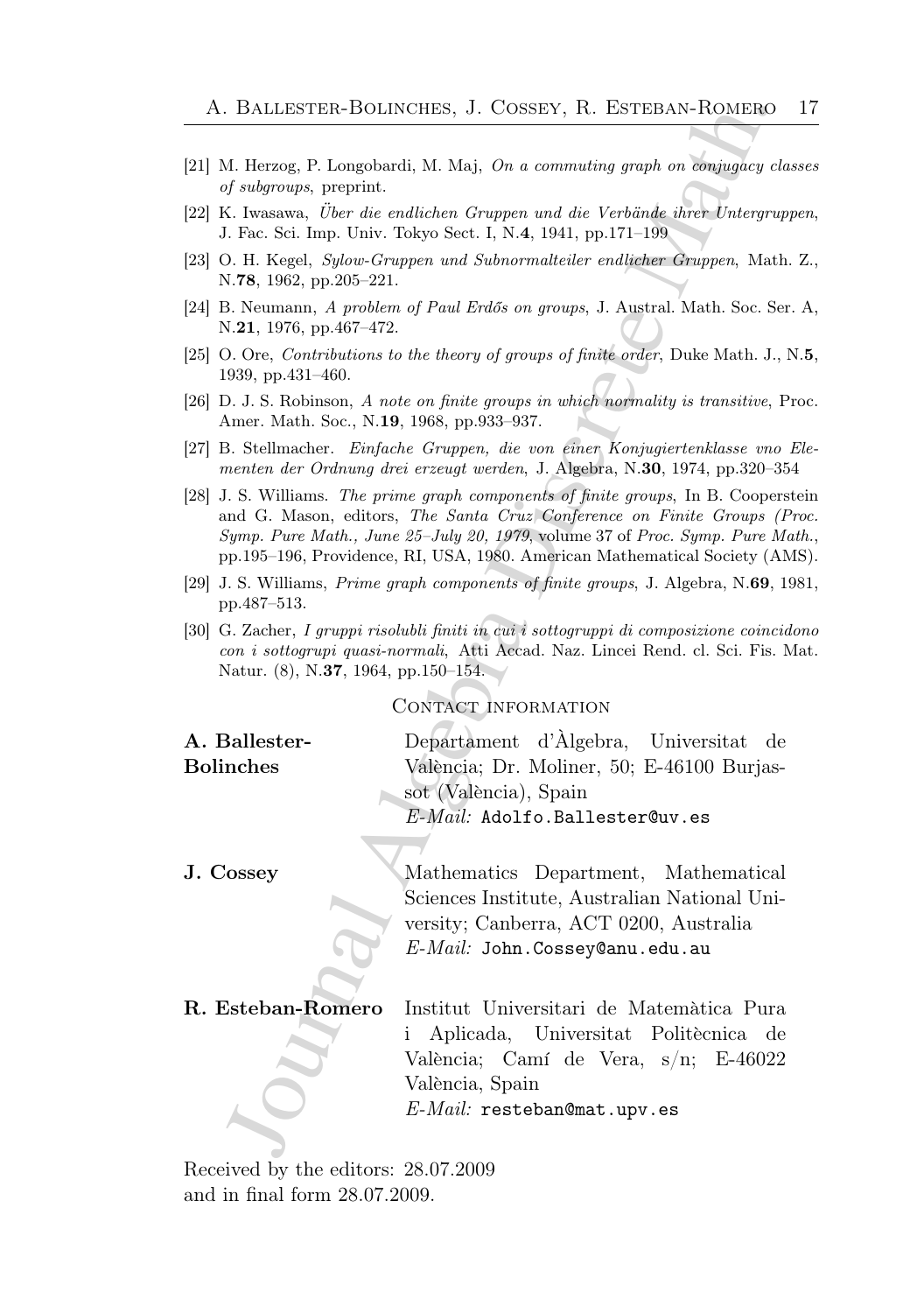[21] M. Herzog, P. Longobardi, M. Maj, *On a commuting graph on conjugacy classes of subgroups*, preprint.

[22] K. Iwasawa, *Über die endlichen Gruppen und die Verbände ihrer Untergruppen*, J. Fac. Sci. Imp. Univ. Tokyo Sect. I, N.**4**, 1941, pp.171–199

[23] O. H. Kegel, *Sylow-Gruppen und Subnormalteiler endlicher Gruppen*, Math. Z., N.**78**, 1962, pp.205–221.

[24] B. Neumann, *A problem of Paul Erdős on groups*, J. Austral. Math. Soc. Ser. A, N.**21**, 1976, pp.467–472.

[25] O. Ore, *Contributions to the theory of groups of finite order*, Duke Math. J., N.**5**, 1939, pp.431–460.

[26] D. J. S. Robinson, *A note on finite groups in which normality is transitive*, Proc. Amer. Math. Soc., N.**19**, 1968, pp.933–937.

[27] B. Stellmacher. *Einfache Gruppen, die von einer Konjugiertenklasse vno Elementen der Ordnung drei erzeugt werden*, J. Algebra, N.**30**, 1974, pp.320–354

[28] J. S. Williams. *The prime graph components of finite groups*, In B. Cooperstein and G. Mason, editors, *The Santa Cruz Conference on Finite Groups (Proc. Symp. Pure Math., June 25–July 20, 1979*, volume 37 of *Proc. Symp. Pure Math.*, pp.195–196, Providence, RI, USA, 1980. American Mathematical Society (AMS).

[29] J. S. Williams, *Prime graph components of finite groups*, J. Algebra, N.**69**, 1981, pp.487–513.

[30] G. Zacher, *I gruppi risolubli finiti in cui i sottogruppi di composizione coincidono con i sottogrupi quasi-normali*, Atti Accad. Naz. Lincei Rend. cl. Sci. Fis. Mat. Natur. (8), N.**37**, 1964, pp.150–154.

## Contact information

**A. Ballester-Bolinches**
Departament d'Àlgebra, Universitat de València; Dr. Moliner, 50; E-46100 Burjassot (València), Spain
*E-Mail:* Adolfo.Ballester@uv.es

**J. Cossey**
Mathematics Department, Mathematical Sciences Institute, Australian National University; Canberra, ACT 0200, Australia
*E-Mail:* John.Cossey@anu.edu.au

**R. Esteban-Romero**
Institut Universitari de Matemàtica Pura i Aplicada, Universitat Politècnica de València; Camí de Vera, s/n; E-46022 València, Spain
*E-Mail:* resteban@mat.upv.es

Received by the editors: 28.07.2009
and in final form 28.07.2009.